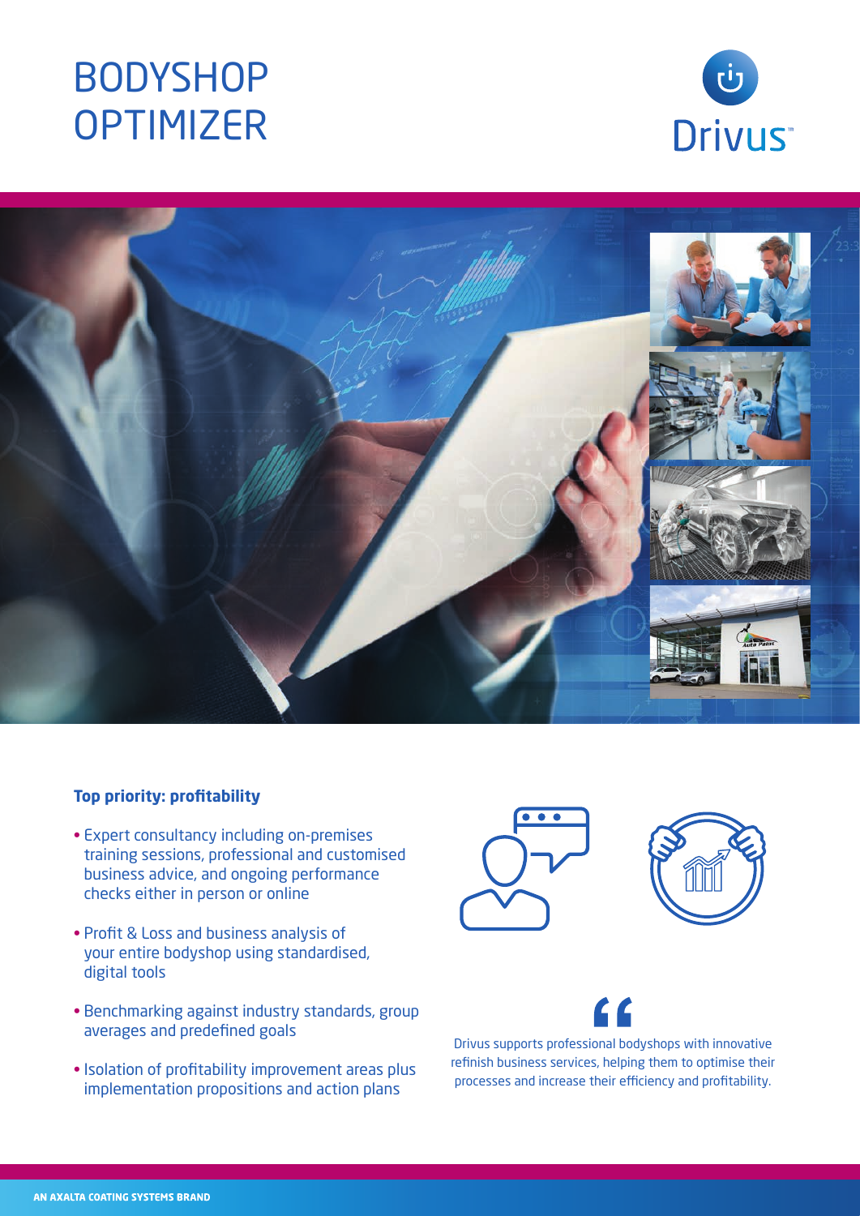# BODYSHOP OPTIMIZER

Drivus™

### Top priority: profitability

- Expert consultancy including on-premises training sessions, professional and customised business advice, and ongoing performance checks either in person or online
- Profit & Loss and business analysis of your entire bodyshop using standardised, digital tools
- Benchmarking against industry standards, group averages and predefined goals
- Isolation of profitability improvement areas plus implementation propositions and action plans

> Drivus supports professional bodyshops with innovative refinish business services, helping them to optimise their processes and increase their efficiency and profitability.

AN AXALTA COATING SYSTEMS BRAND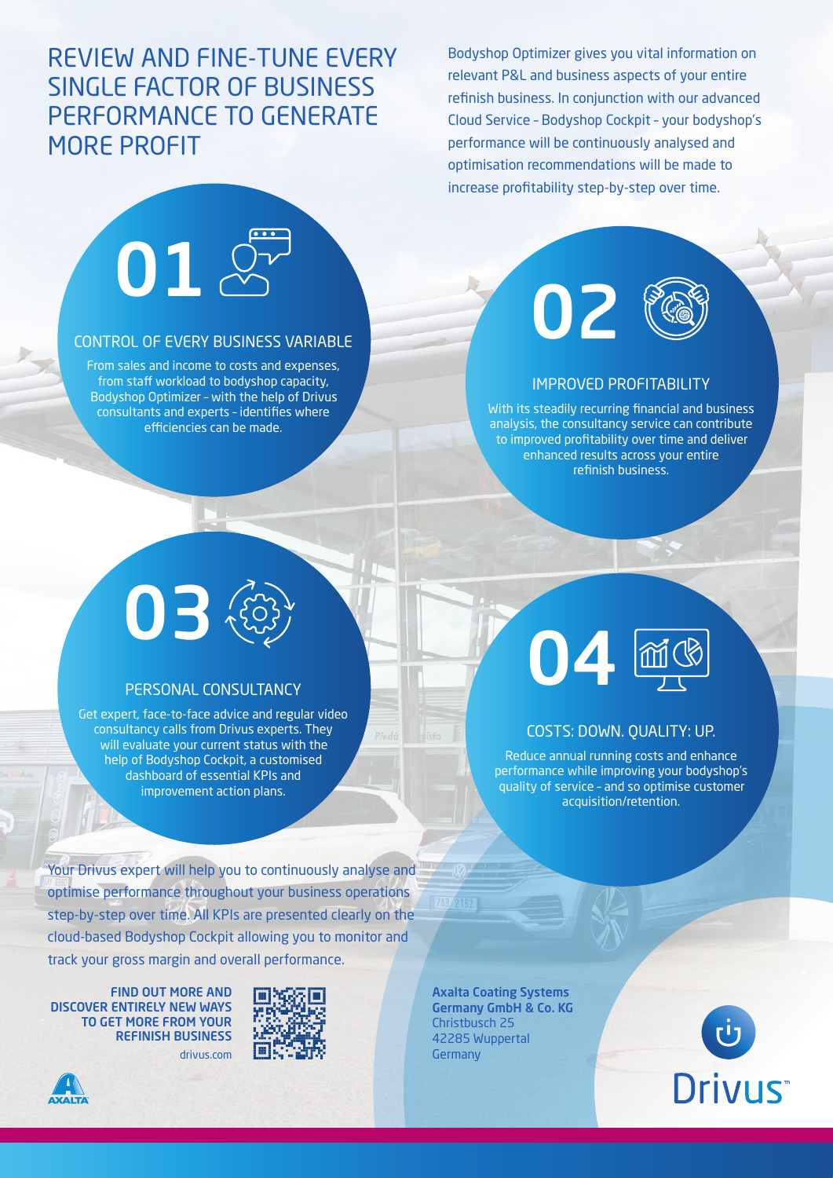# REVIEW AND FINE-TUNE EVERY SINGLE FACTOR OF BUSINESS PERFORMANCE TO GENERATE MORE PROFIT

Bodyshop Optimizer gives you vital information on relevant P&L and business aspects of your entire refinish business. In conjunction with our advanced Cloud Service – Bodyshop Cockpit – your bodyshop's performance will be continuously analysed and optimisation recommendations will be made to increase profitability step-by-step over time.

## 01

### CONTROL OF EVERY BUSINESS VARIABLE

From sales and income to costs and expenses, from staff workload to bodyshop capacity, Bodyshop Optimizer – with the help of Drivus consultants and experts – identifies where efficiencies can be made.

## 02

### IMPROVED PROFITABILITY

With its steadily recurring financial and business analysis, the consultancy service can contribute to improved profitability over time and deliver enhanced results across your entire refinish business.

## 03

### PERSONAL CONSULTANCY

Get expert, face-to-face advice and regular video consultancy calls from Drivus experts. They will evaluate your current status with the help of Bodyshop Cockpit, a customised dashboard of essential KPIs and improvement action plans.

## 04

### COSTS: DOWN. QUALITY: UP.

Reduce annual running costs and enhance performance while improving your bodyshop's quality of service – and so optimise customer acquisition/retention.

Your Drivus expert will help you to continuously analyse and optimise performance throughout your business operations step-by-step over time. All KPIs are presented clearly on the cloud-based Bodyshop Cockpit allowing you to monitor and track your gross margin and overall performance.

**FIND OUT MORE AND DISCOVER ENTIRELY NEW WAYS TO GET MORE FROM YOUR REFINISH BUSINESS**
drivus.com

**Axalta Coating Systems Germany GmbH & Co. KG**
Christbusch 25
42285 Wuppertal
Germany

AXALTA

Drivus™